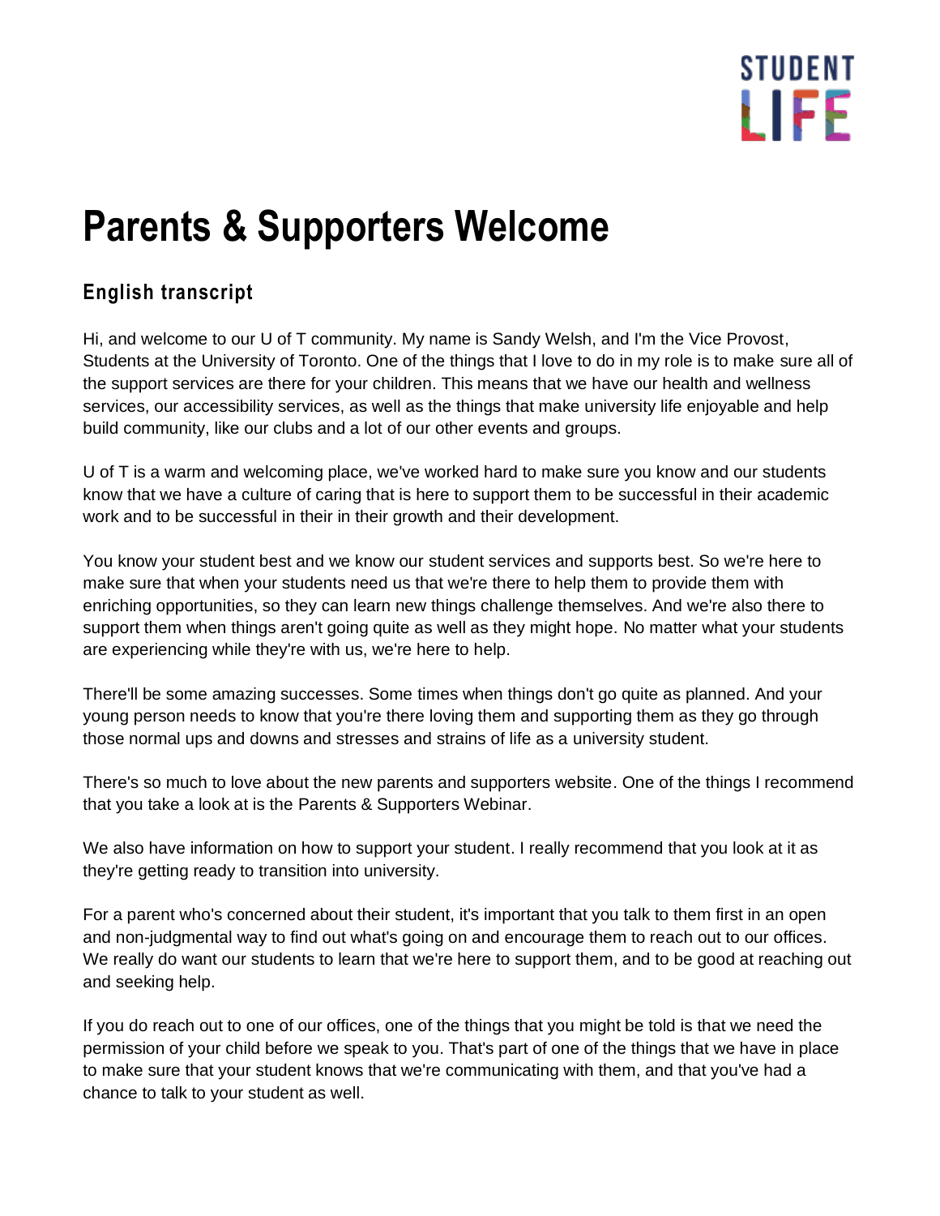# Parents & Supporters Welcome

## English transcript

Hi, and welcome to our U of T community. My name is Sandy Welsh, and I'm the Vice Provost, Students at the University of Toronto. One of the things that I love to do in my role is to make sure all of the support services are there for your children. This means that we have our health and wellness services, our accessibility services, as well as the things that make university life enjoyable and help build community, like our clubs and a lot of our other events and groups.

U of T is a warm and welcoming place, we've worked hard to make sure you know and our students know that we have a culture of caring that is here to support them to be successful in their academic work and to be successful in their in their growth and their development.

You know your student best and we know our student services and supports best. So we're here to make sure that when your students need us that we're there to help them to provide them with enriching opportunities, so they can learn new things challenge themselves. And we're also there to support them when things aren't going quite as well as they might hope. No matter what your students are experiencing while they're with us, we're here to help.

There'll be some amazing successes. Some times when things don't go quite as planned. And your young person needs to know that you're there loving them and supporting them as they go through those normal ups and downs and stresses and strains of life as a university student.

There's so much to love about the new parents and supporters website. One of the things I recommend that you take a look at is the Parents & Supporters Webinar.

We also have information on how to support your student. I really recommend that you look at it as they're getting ready to transition into university.

For a parent who's concerned about their student, it's important that you talk to them first in an open and non-judgmental way to find out what's going on and encourage them to reach out to our offices. We really do want our students to learn that we're here to support them, and to be good at reaching out and seeking help.

If you do reach out to one of our offices, one of the things that you might be told is that we need the permission of your child before we speak to you. That's part of one of the things that we have in place to make sure that your student knows that we're communicating with them, and that you've had a chance to talk to your student as well.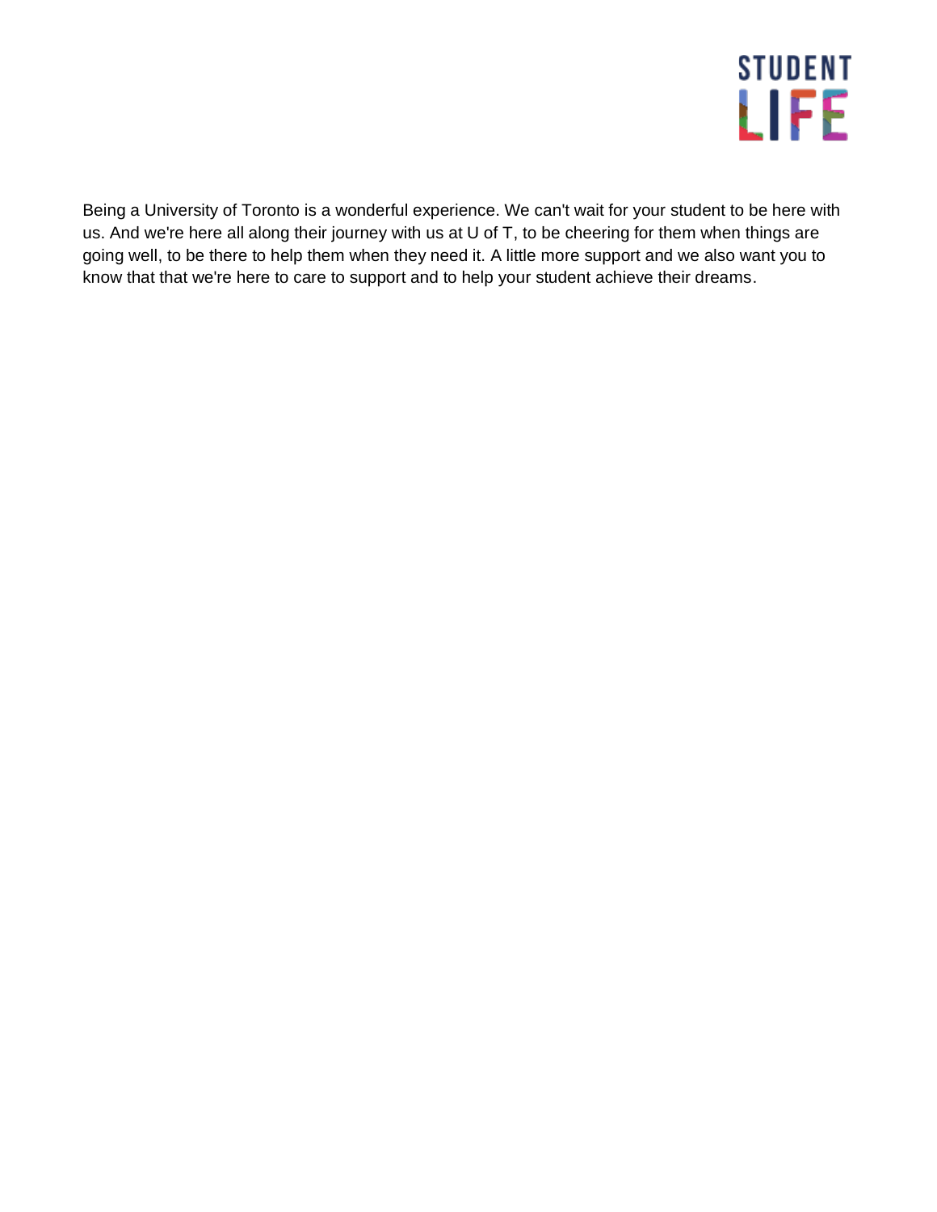Being a University of Toronto is a wonderful experience. We can't wait for your student to be here with us. And we're here all along their journey with us at U of T, to be cheering for them when things are going well, to be there to help them when they need it. A little more support and we also want you to know that that we're here to care to support and to help your student achieve their dreams.